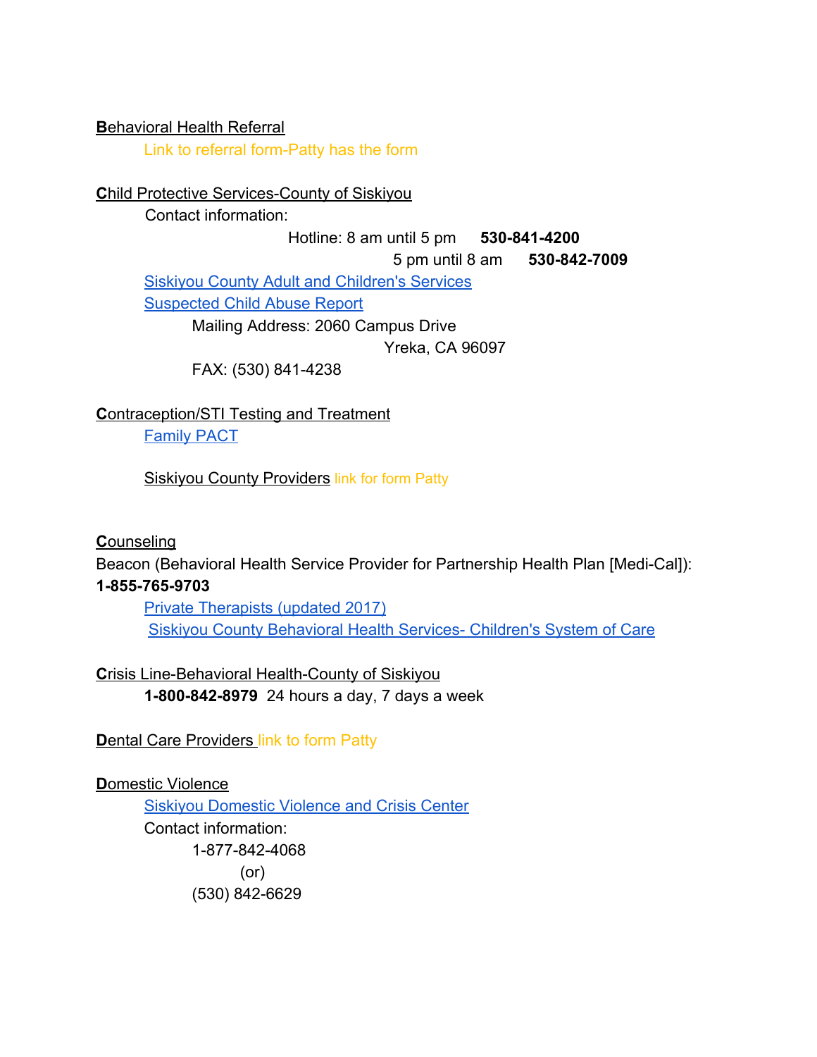**B**ehavioral Health Referral

Link to referral form-Patty has the form

**C**hild Protective Services-County of Siskiyou

Contact information:

Hotline: 8 am until 5 pm **530-841-4200**

5 pm until 8 am **530-842-7009**

Siskiyou County Adult and Children's Services

Suspected Child Abuse Report

Mailing Address: 2060 Campus Drive
Yreka, CA 96097

FAX: (530) 841-4238

**C**ontraception/STI Testing and Treatment

Family PACT

Siskiyou County Providers link for form Patty

**C**ounseling

Beacon (Behavioral Health Service Provider for Partnership Health Plan [Medi-Cal]):
**1-855-765-9703**

Private Therapists (updated 2017)

Siskiyou County Behavioral Health Services- Children's System of Care

**C**risis Line-Behavioral Health-County of Siskiyou

**1-800-842-8979** 24 hours a day, 7 days a week

**D**ental Care Providers link to form Patty

**D**omestic Violence

Siskiyou Domestic Violence and Crisis Center

Contact information:

1-877-842-4068
(or)
(530) 842-6629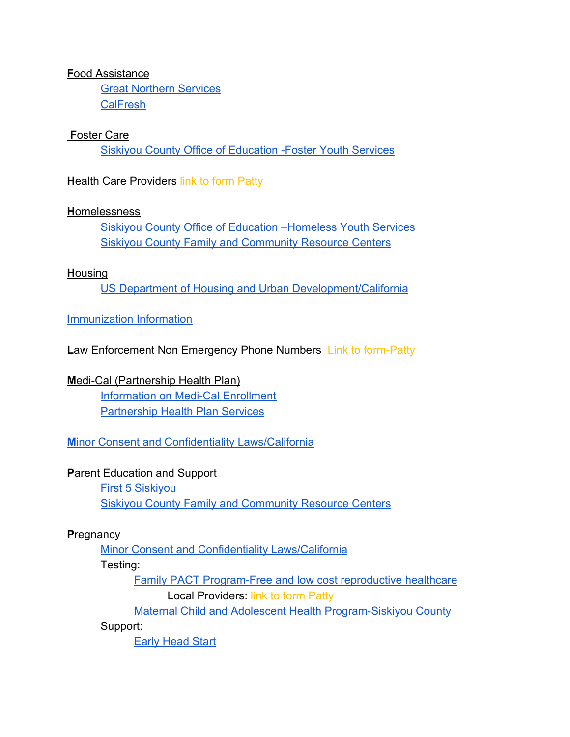**F**ood Assistance

- Great Northern Services
- CalFresh

**F**oster Care

- Siskiyou County Office of Education -Foster Youth Services

**H**ealth Care Providers link to form Patty

**H**omelessness

- Siskiyou County Office of Education –Homeless Youth Services
- Siskiyou County Family and Community Resource Centers

**H**ousing

- US Department of Housing and Urban Development/California

**I**mmunization Information

**L**aw Enforcement Non Emergency Phone Numbers Link to form-Patty

**M**edi-Cal (Partnership Health Plan)

- Information on Medi-Cal Enrollment
- Partnership Health Plan Services

**M**inor Consent and Confidentiality Laws/California

**P**arent Education and Support

- First 5 Siskiyou
- Siskiyou County Family and Community Resource Centers

**P**regnancy

- Minor Consent and Confidentiality Laws/California
- Testing:
  - Family PACT Program-Free and low cost reproductive healthcare
    - Local Providers: link to form Patty
  - Maternal Child and Adolescent Health Program-Siskiyou County
- Support:
  - Early Head Start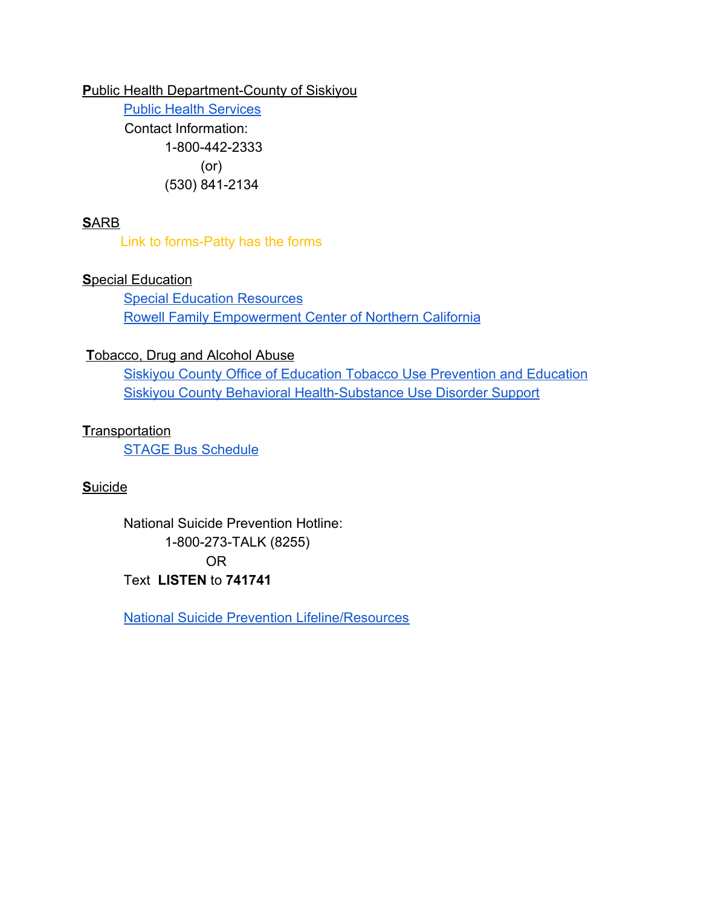**P**ublic Health Department-County of Siskiyou

Public Health Services

Contact Information:

1-800-442-2333

(or)

(530) 841-2134

**S**ARB

Link to forms-Patty has the forms

**S**pecial Education

Special Education Resources

Rowell Family Empowerment Center of Northern California

**T**obacco, Drug and Alcohol Abuse

Siskiyou County Office of Education Tobacco Use Prevention and Education

Siskiyou County Behavioral Health-Substance Use Disorder Support

**T**ransportation

STAGE Bus Schedule

**S**uicide

National Suicide Prevention Hotline:

1-800-273-TALK (8255)

OR

Text **LISTEN** to **741741**

National Suicide Prevention Lifeline/Resources